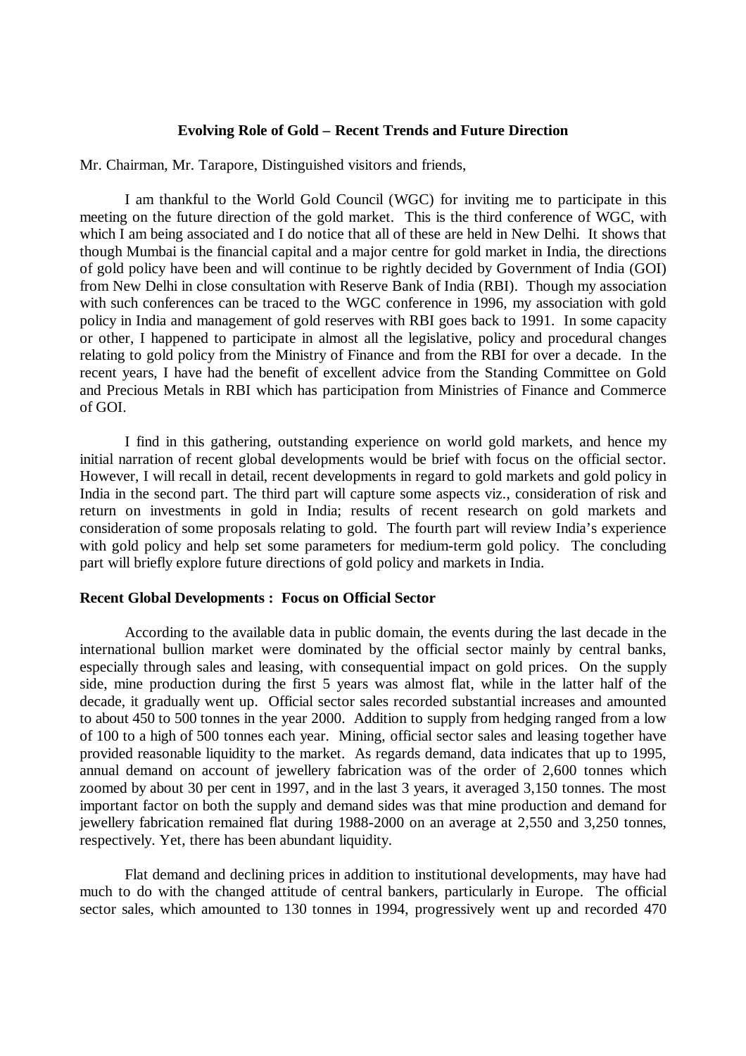# Evolving Role of Gold – Recent Trends and Future Direction

Mr. Chairman, Mr. Tarapore, Distinguished visitors and friends,

I am thankful to the World Gold Council (WGC) for inviting me to participate in this meeting on the future direction of the gold market. This is the third conference of WGC, with which I am being associated and I do notice that all of these are held in New Delhi. It shows that though Mumbai is the financial capital and a major centre for gold market in India, the directions of gold policy have been and will continue to be rightly decided by Government of India (GOI) from New Delhi in close consultation with Reserve Bank of India (RBI). Though my association with such conferences can be traced to the WGC conference in 1996, my association with gold policy in India and management of gold reserves with RBI goes back to 1991. In some capacity or other, I happened to participate in almost all the legislative, policy and procedural changes relating to gold policy from the Ministry of Finance and from the RBI for over a decade. In the recent years, I have had the benefit of excellent advice from the Standing Committee on Gold and Precious Metals in RBI which has participation from Ministries of Finance and Commerce of GOI.

I find in this gathering, outstanding experience on world gold markets, and hence my initial narration of recent global developments would be brief with focus on the official sector. However, I will recall in detail, recent developments in regard to gold markets and gold policy in India in the second part. The third part will capture some aspects viz., consideration of risk and return on investments in gold in India; results of recent research on gold markets and consideration of some proposals relating to gold. The fourth part will review India's experience with gold policy and help set some parameters for medium-term gold policy. The concluding part will briefly explore future directions of gold policy and markets in India.

## Recent Global Developments : Focus on Official Sector

According to the available data in public domain, the events during the last decade in the international bullion market were dominated by the official sector mainly by central banks, especially through sales and leasing, with consequential impact on gold prices. On the supply side, mine production during the first 5 years was almost flat, while in the latter half of the decade, it gradually went up. Official sector sales recorded substantial increases and amounted to about 450 to 500 tonnes in the year 2000. Addition to supply from hedging ranged from a low of 100 to a high of 500 tonnes each year. Mining, official sector sales and leasing together have provided reasonable liquidity to the market. As regards demand, data indicates that up to 1995, annual demand on account of jewellery fabrication was of the order of 2,600 tonnes which zoomed by about 30 per cent in 1997, and in the last 3 years, it averaged 3,150 tonnes. The most important factor on both the supply and demand sides was that mine production and demand for jewellery fabrication remained flat during 1988-2000 on an average at 2,550 and 3,250 tonnes, respectively. Yet, there has been abundant liquidity.

Flat demand and declining prices in addition to institutional developments, may have had much to do with the changed attitude of central bankers, particularly in Europe. The official sector sales, which amounted to 130 tonnes in 1994, progressively went up and recorded 470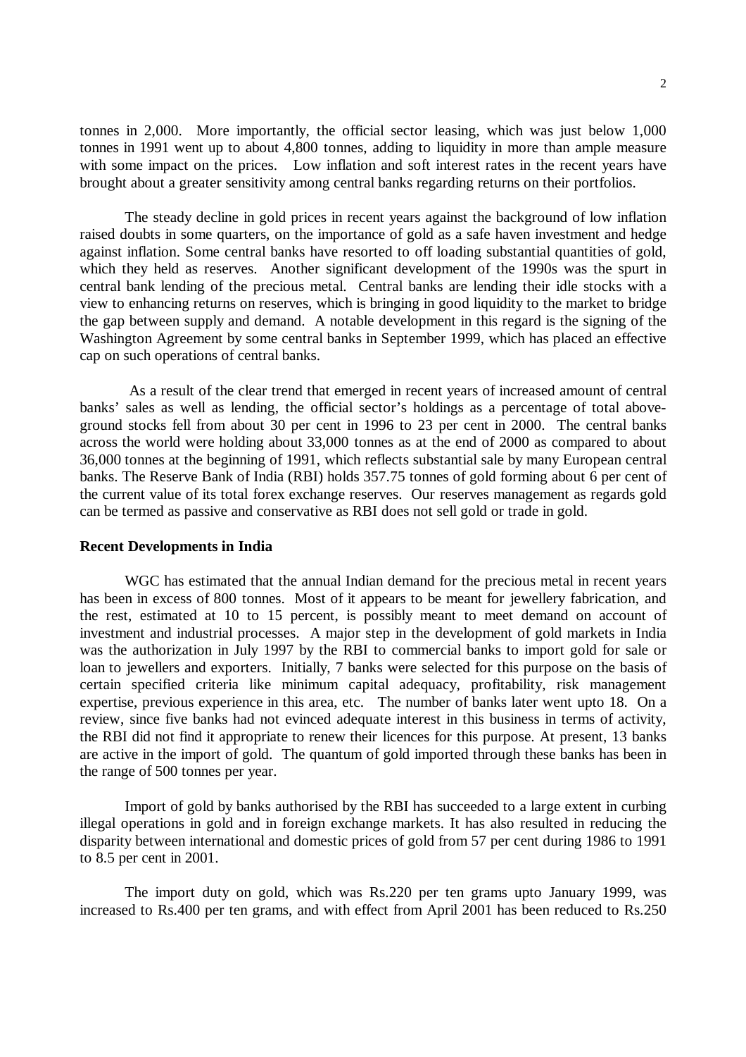tonnes in 2,000. More importantly, the official sector leasing, which was just below 1,000 tonnes in 1991 went up to about 4,800 tonnes, adding to liquidity in more than ample measure with some impact on the prices. Low inflation and soft interest rates in the recent years have brought about a greater sensitivity among central banks regarding returns on their portfolios.

The steady decline in gold prices in recent years against the background of low inflation raised doubts in some quarters, on the importance of gold as a safe haven investment and hedge against inflation. Some central banks have resorted to off loading substantial quantities of gold, which they held as reserves. Another significant development of the 1990s was the spurt in central bank lending of the precious metal. Central banks are lending their idle stocks with a view to enhancing returns on reserves, which is bringing in good liquidity to the market to bridge the gap between supply and demand. A notable development in this regard is the signing of the Washington Agreement by some central banks in September 1999, which has placed an effective cap on such operations of central banks.

As a result of the clear trend that emerged in recent years of increased amount of central banks' sales as well as lending, the official sector's holdings as a percentage of total above-ground stocks fell from about 30 per cent in 1996 to 23 per cent in 2000. The central banks across the world were holding about 33,000 tonnes as at the end of 2000 as compared to about 36,000 tonnes at the beginning of 1991, which reflects substantial sale by many European central banks. The Reserve Bank of India (RBI) holds 357.75 tonnes of gold forming about 6 per cent of the current value of its total forex exchange reserves. Our reserves management as regards gold can be termed as passive and conservative as RBI does not sell gold or trade in gold.

**Recent Developments in India**

WGC has estimated that the annual Indian demand for the precious metal in recent years has been in excess of 800 tonnes. Most of it appears to be meant for jewellery fabrication, and the rest, estimated at 10 to 15 percent, is possibly meant to meet demand on account of investment and industrial processes. A major step in the development of gold markets in India was the authorization in July 1997 by the RBI to commercial banks to import gold for sale or loan to jewellers and exporters. Initially, 7 banks were selected for this purpose on the basis of certain specified criteria like minimum capital adequacy, profitability, risk management expertise, previous experience in this area, etc. The number of banks later went upto 18. On a review, since five banks had not evinced adequate interest in this business in terms of activity, the RBI did not find it appropriate to renew their licences for this purpose. At present, 13 banks are active in the import of gold. The quantum of gold imported through these banks has been in the range of 500 tonnes per year.

Import of gold by banks authorised by the RBI has succeeded to a large extent in curbing illegal operations in gold and in foreign exchange markets. It has also resulted in reducing the disparity between international and domestic prices of gold from 57 per cent during 1986 to 1991 to 8.5 per cent in 2001.

The import duty on gold, which was Rs.220 per ten grams upto January 1999, was increased to Rs.400 per ten grams, and with effect from April 2001 has been reduced to Rs.250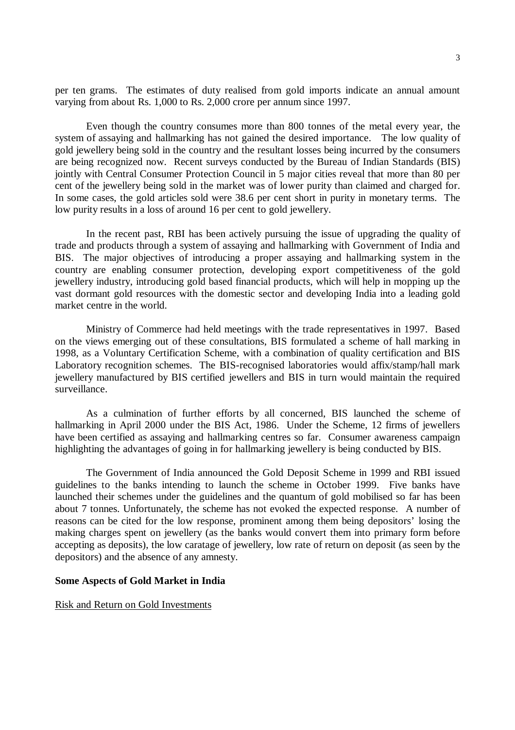per ten grams. The estimates of duty realised from gold imports indicate an annual amount varying from about Rs. 1,000 to Rs. 2,000 crore per annum since 1997.

Even though the country consumes more than 800 tonnes of the metal every year, the system of assaying and hallmarking has not gained the desired importance. The low quality of gold jewellery being sold in the country and the resultant losses being incurred by the consumers are being recognized now. Recent surveys conducted by the Bureau of Indian Standards (BIS) jointly with Central Consumer Protection Council in 5 major cities reveal that more than 80 per cent of the jewellery being sold in the market was of lower purity than claimed and charged for. In some cases, the gold articles sold were 38.6 per cent short in purity in monetary terms. The low purity results in a loss of around 16 per cent to gold jewellery.

In the recent past, RBI has been actively pursuing the issue of upgrading the quality of trade and products through a system of assaying and hallmarking with Government of India and BIS. The major objectives of introducing a proper assaying and hallmarking system in the country are enabling consumer protection, developing export competitiveness of the gold jewellery industry, introducing gold based financial products, which will help in mopping up the vast dormant gold resources with the domestic sector and developing India into a leading gold market centre in the world.

Ministry of Commerce had held meetings with the trade representatives in 1997. Based on the views emerging out of these consultations, BIS formulated a scheme of hall marking in 1998, as a Voluntary Certification Scheme, with a combination of quality certification and BIS Laboratory recognition schemes. The BIS-recognised laboratories would affix/stamp/hall mark jewellery manufactured by BIS certified jewellers and BIS in turn would maintain the required surveillance.

As a culmination of further efforts by all concerned, BIS launched the scheme of hallmarking in April 2000 under the BIS Act, 1986. Under the Scheme, 12 firms of jewellers have been certified as assaying and hallmarking centres so far. Consumer awareness campaign highlighting the advantages of going in for hallmarking jewellery is being conducted by BIS.

The Government of India announced the Gold Deposit Scheme in 1999 and RBI issued guidelines to the banks intending to launch the scheme in October 1999. Five banks have launched their schemes under the guidelines and the quantum of gold mobilised so far has been about 7 tonnes. Unfortunately, the scheme has not evoked the expected response. A number of reasons can be cited for the low response, prominent among them being depositors' losing the making charges spent on jewellery (as the banks would convert them into primary form before accepting as deposits), the low caratage of jewellery, low rate of return on deposit (as seen by the depositors) and the absence of any amnesty.

**Some Aspects of Gold Market in India**

<u>Risk and Return on Gold Investments</u>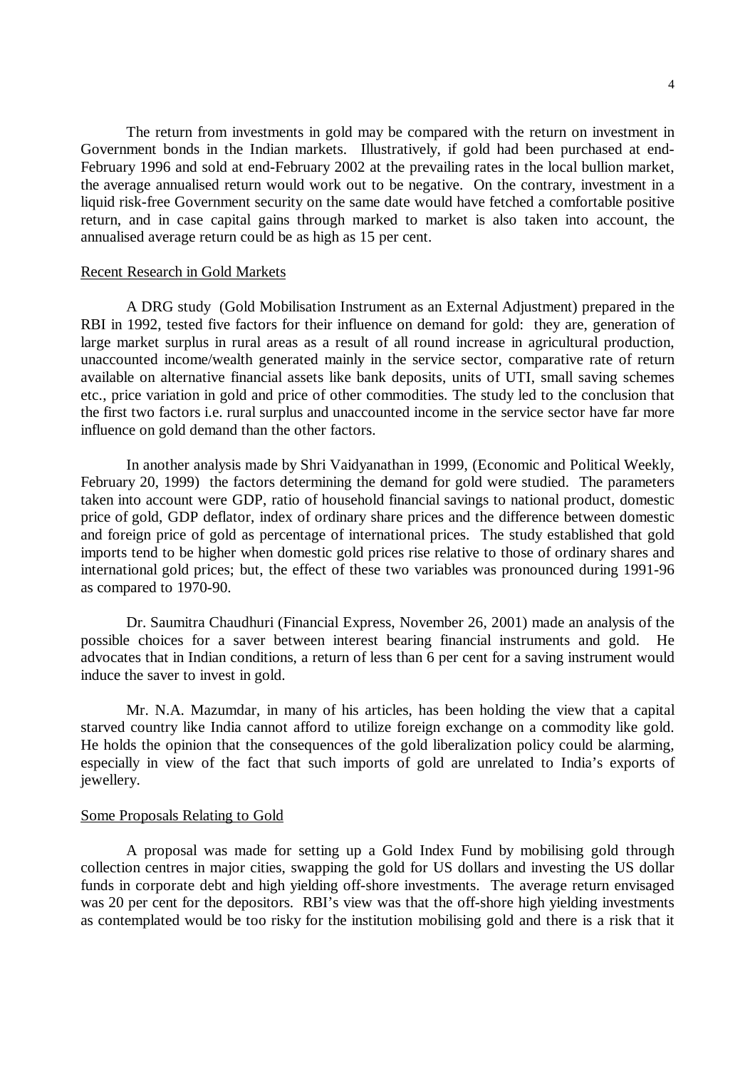The return from investments in gold may be compared with the return on investment in Government bonds in the Indian markets. Illustratively, if gold had been purchased at end-February 1996 and sold at end-February 2002 at the prevailing rates in the local bullion market, the average annualised return would work out to be negative. On the contrary, investment in a liquid risk-free Government security on the same date would have fetched a comfortable positive return, and in case capital gains through marked to market is also taken into account, the annualised average return could be as high as 15 per cent.

## Recent Research in Gold Markets

A DRG study (Gold Mobilisation Instrument as an External Adjustment) prepared in the RBI in 1992, tested five factors for their influence on demand for gold: they are, generation of large market surplus in rural areas as a result of all round increase in agricultural production, unaccounted income/wealth generated mainly in the service sector, comparative rate of return available on alternative financial assets like bank deposits, units of UTI, small saving schemes etc., price variation in gold and price of other commodities. The study led to the conclusion that the first two factors i.e. rural surplus and unaccounted income in the service sector have far more influence on gold demand than the other factors.

In another analysis made by Shri Vaidyanathan in 1999, (Economic and Political Weekly, February 20, 1999) the factors determining the demand for gold were studied. The parameters taken into account were GDP, ratio of household financial savings to national product, domestic price of gold, GDP deflator, index of ordinary share prices and the difference between domestic and foreign price of gold as percentage of international prices. The study established that gold imports tend to be higher when domestic gold prices rise relative to those of ordinary shares and international gold prices; but, the effect of these two variables was pronounced during 1991-96 as compared to 1970-90.

Dr. Saumitra Chaudhuri (Financial Express, November 26, 2001) made an analysis of the possible choices for a saver between interest bearing financial instruments and gold. He advocates that in Indian conditions, a return of less than 6 per cent for a saving instrument would induce the saver to invest in gold.

Mr. N.A. Mazumdar, in many of his articles, has been holding the view that a capital starved country like India cannot afford to utilize foreign exchange on a commodity like gold. He holds the opinion that the consequences of the gold liberalization policy could be alarming, especially in view of the fact that such imports of gold are unrelated to India's exports of jewellery.

## Some Proposals Relating to Gold

A proposal was made for setting up a Gold Index Fund by mobilising gold through collection centres in major cities, swapping the gold for US dollars and investing the US dollar funds in corporate debt and high yielding off-shore investments. The average return envisaged was 20 per cent for the depositors. RBI's view was that the off-shore high yielding investments as contemplated would be too risky for the institution mobilising gold and there is a risk that it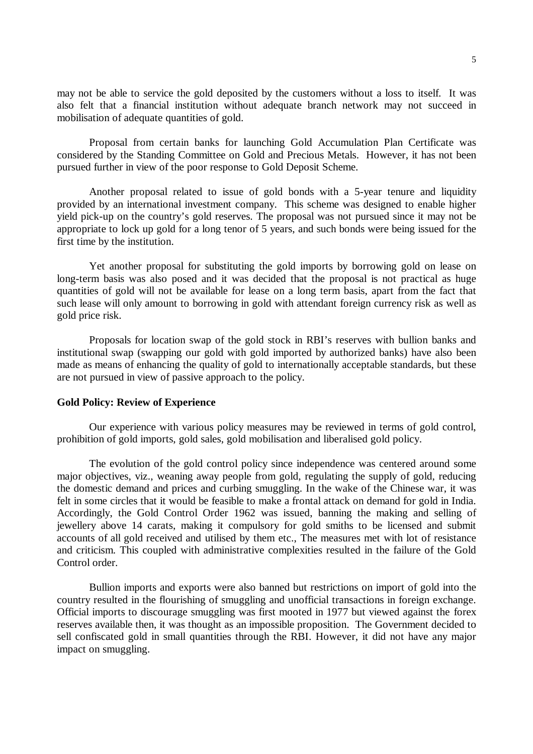may not be able to service the gold deposited by the customers without a loss to itself. It was also felt that a financial institution without adequate branch network may not succeed in mobilisation of adequate quantities of gold.

Proposal from certain banks for launching Gold Accumulation Plan Certificate was considered by the Standing Committee on Gold and Precious Metals. However, it has not been pursued further in view of the poor response to Gold Deposit Scheme.

Another proposal related to issue of gold bonds with a 5-year tenure and liquidity provided by an international investment company. This scheme was designed to enable higher yield pick-up on the country's gold reserves. The proposal was not pursued since it may not be appropriate to lock up gold for a long tenor of 5 years, and such bonds were being issued for the first time by the institution.

Yet another proposal for substituting the gold imports by borrowing gold on lease on long-term basis was also posed and it was decided that the proposal is not practical as huge quantities of gold will not be available for lease on a long term basis, apart from the fact that such lease will only amount to borrowing in gold with attendant foreign currency risk as well as gold price risk.

Proposals for location swap of the gold stock in RBI's reserves with bullion banks and institutional swap (swapping our gold with gold imported by authorized banks) have also been made as means of enhancing the quality of gold to internationally acceptable standards, but these are not pursued in view of passive approach to the policy.

**Gold Policy: Review of Experience**

Our experience with various policy measures may be reviewed in terms of gold control, prohibition of gold imports, gold sales, gold mobilisation and liberalised gold policy.

The evolution of the gold control policy since independence was centered around some major objectives, viz., weaning away people from gold, regulating the supply of gold, reducing the domestic demand and prices and curbing smuggling. In the wake of the Chinese war, it was felt in some circles that it would be feasible to make a frontal attack on demand for gold in India. Accordingly, the Gold Control Order 1962 was issued, banning the making and selling of jewellery above 14 carats, making it compulsory for gold smiths to be licensed and submit accounts of all gold received and utilised by them etc., The measures met with lot of resistance and criticism. This coupled with administrative complexities resulted in the failure of the Gold Control order.

Bullion imports and exports were also banned but restrictions on import of gold into the country resulted in the flourishing of smuggling and unofficial transactions in foreign exchange. Official imports to discourage smuggling was first mooted in 1977 but viewed against the forex reserves available then, it was thought as an impossible proposition. The Government decided to sell confiscated gold in small quantities through the RBI. However, it did not have any major impact on smuggling.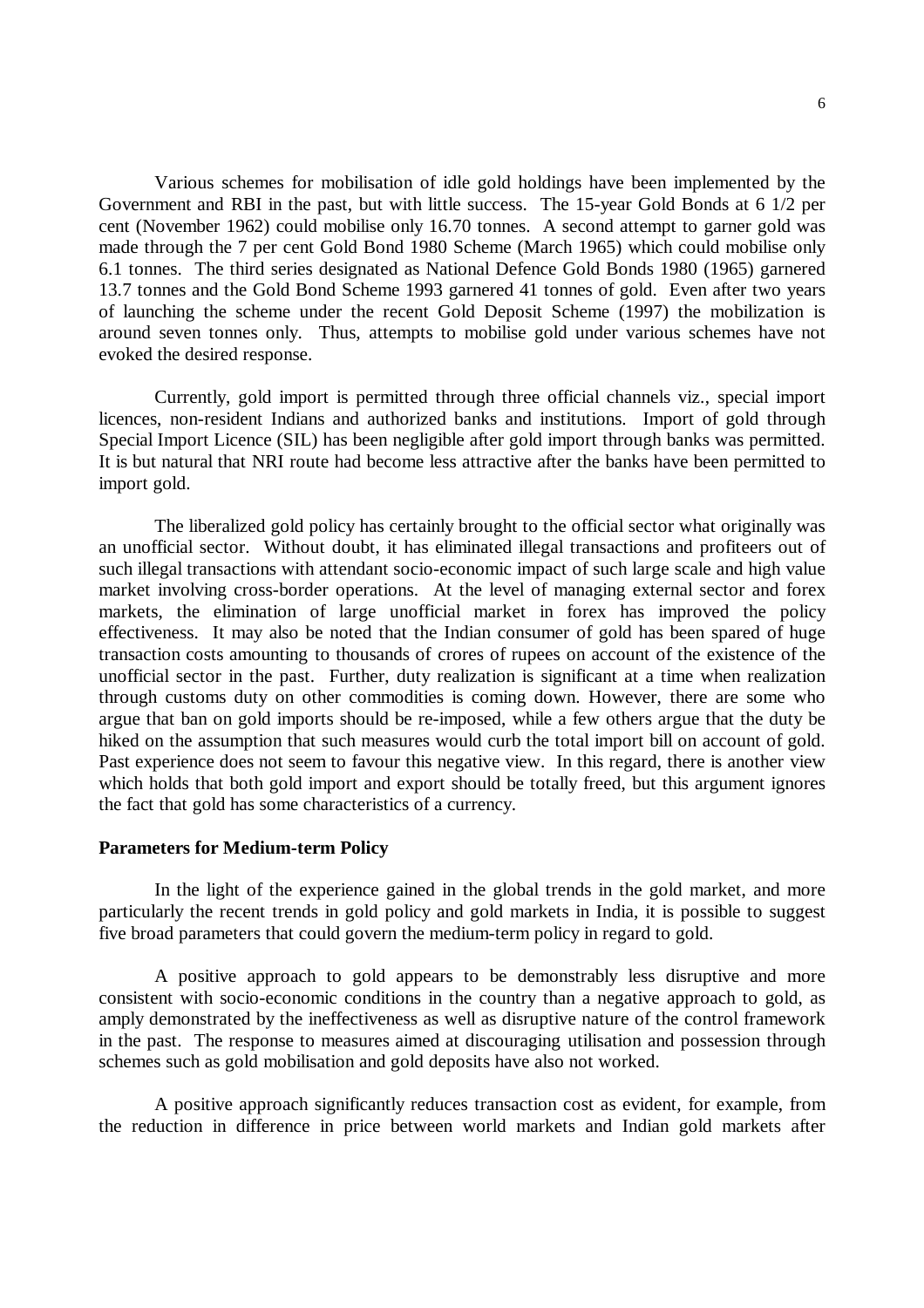Various schemes for mobilisation of idle gold holdings have been implemented by the Government and RBI in the past, but with little success. The 15-year Gold Bonds at 6 1/2 per cent (November 1962) could mobilise only 16.70 tonnes. A second attempt to garner gold was made through the 7 per cent Gold Bond 1980 Scheme (March 1965) which could mobilise only 6.1 tonnes. The third series designated as National Defence Gold Bonds 1980 (1965) garnered 13.7 tonnes and the Gold Bond Scheme 1993 garnered 41 tonnes of gold. Even after two years of launching the scheme under the recent Gold Deposit Scheme (1997) the mobilization is around seven tonnes only. Thus, attempts to mobilise gold under various schemes have not evoked the desired response.

Currently, gold import is permitted through three official channels viz., special import licences, non-resident Indians and authorized banks and institutions. Import of gold through Special Import Licence (SIL) has been negligible after gold import through banks was permitted. It is but natural that NRI route had become less attractive after the banks have been permitted to import gold.

The liberalized gold policy has certainly brought to the official sector what originally was an unofficial sector. Without doubt, it has eliminated illegal transactions and profiteers out of such illegal transactions with attendant socio-economic impact of such large scale and high value market involving cross-border operations. At the level of managing external sector and forex markets, the elimination of large unofficial market in forex has improved the policy effectiveness. It may also be noted that the Indian consumer of gold has been spared of huge transaction costs amounting to thousands of crores of rupees on account of the existence of the unofficial sector in the past. Further, duty realization is significant at a time when realization through customs duty on other commodities is coming down. However, there are some who argue that ban on gold imports should be re-imposed, while a few others argue that the duty be hiked on the assumption that such measures would curb the total import bill on account of gold. Past experience does not seem to favour this negative view. In this regard, there is another view which holds that both gold import and export should be totally freed, but this argument ignores the fact that gold has some characteristics of a currency.

**Parameters for Medium-term Policy**

In the light of the experience gained in the global trends in the gold market, and more particularly the recent trends in gold policy and gold markets in India, it is possible to suggest five broad parameters that could govern the medium-term policy in regard to gold.

A positive approach to gold appears to be demonstrably less disruptive and more consistent with socio-economic conditions in the country than a negative approach to gold, as amply demonstrated by the ineffectiveness as well as disruptive nature of the control framework in the past. The response to measures aimed at discouraging utilisation and possession through schemes such as gold mobilisation and gold deposits have also not worked.

A positive approach significantly reduces transaction cost as evident, for example, from the reduction in difference in price between world markets and Indian gold markets after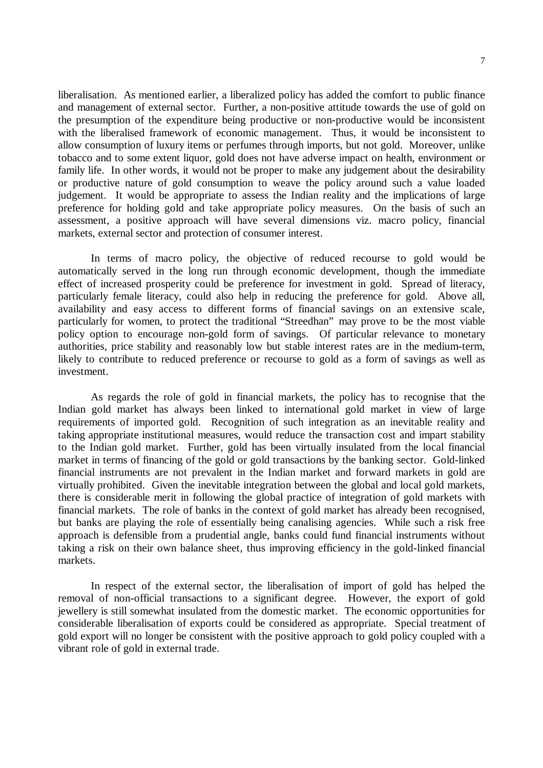liberalisation. As mentioned earlier, a liberalized policy has added the comfort to public finance and management of external sector. Further, a non-positive attitude towards the use of gold on the presumption of the expenditure being productive or non-productive would be inconsistent with the liberalised framework of economic management. Thus, it would be inconsistent to allow consumption of luxury items or perfumes through imports, but not gold. Moreover, unlike tobacco and to some extent liquor, gold does not have adverse impact on health, environment or family life. In other words, it would not be proper to make any judgement about the desirability or productive nature of gold consumption to weave the policy around such a value loaded judgement. It would be appropriate to assess the Indian reality and the implications of large preference for holding gold and take appropriate policy measures. On the basis of such an assessment, a positive approach will have several dimensions viz. macro policy, financial markets, external sector and protection of consumer interest.

In terms of macro policy, the objective of reduced recourse to gold would be automatically served in the long run through economic development, though the immediate effect of increased prosperity could be preference for investment in gold. Spread of literacy, particularly female literacy, could also help in reducing the preference for gold. Above all, availability and easy access to different forms of financial savings on an extensive scale, particularly for women, to protect the traditional "Streedhan" may prove to be the most viable policy option to encourage non-gold form of savings. Of particular relevance to monetary authorities, price stability and reasonably low but stable interest rates are in the medium-term, likely to contribute to reduced preference or recourse to gold as a form of savings as well as investment.

As regards the role of gold in financial markets, the policy has to recognise that the Indian gold market has always been linked to international gold market in view of large requirements of imported gold. Recognition of such integration as an inevitable reality and taking appropriate institutional measures, would reduce the transaction cost and impart stability to the Indian gold market. Further, gold has been virtually insulated from the local financial market in terms of financing of the gold or gold transactions by the banking sector. Gold-linked financial instruments are not prevalent in the Indian market and forward markets in gold are virtually prohibited. Given the inevitable integration between the global and local gold markets, there is considerable merit in following the global practice of integration of gold markets with financial markets. The role of banks in the context of gold market has already been recognised, but banks are playing the role of essentially being canalising agencies. While such a risk free approach is defensible from a prudential angle, banks could fund financial instruments without taking a risk on their own balance sheet, thus improving efficiency in the gold-linked financial markets.

In respect of the external sector, the liberalisation of import of gold has helped the removal of non-official transactions to a significant degree. However, the export of gold jewellery is still somewhat insulated from the domestic market. The economic opportunities for considerable liberalisation of exports could be considered as appropriate. Special treatment of gold export will no longer be consistent with the positive approach to gold policy coupled with a vibrant role of gold in external trade.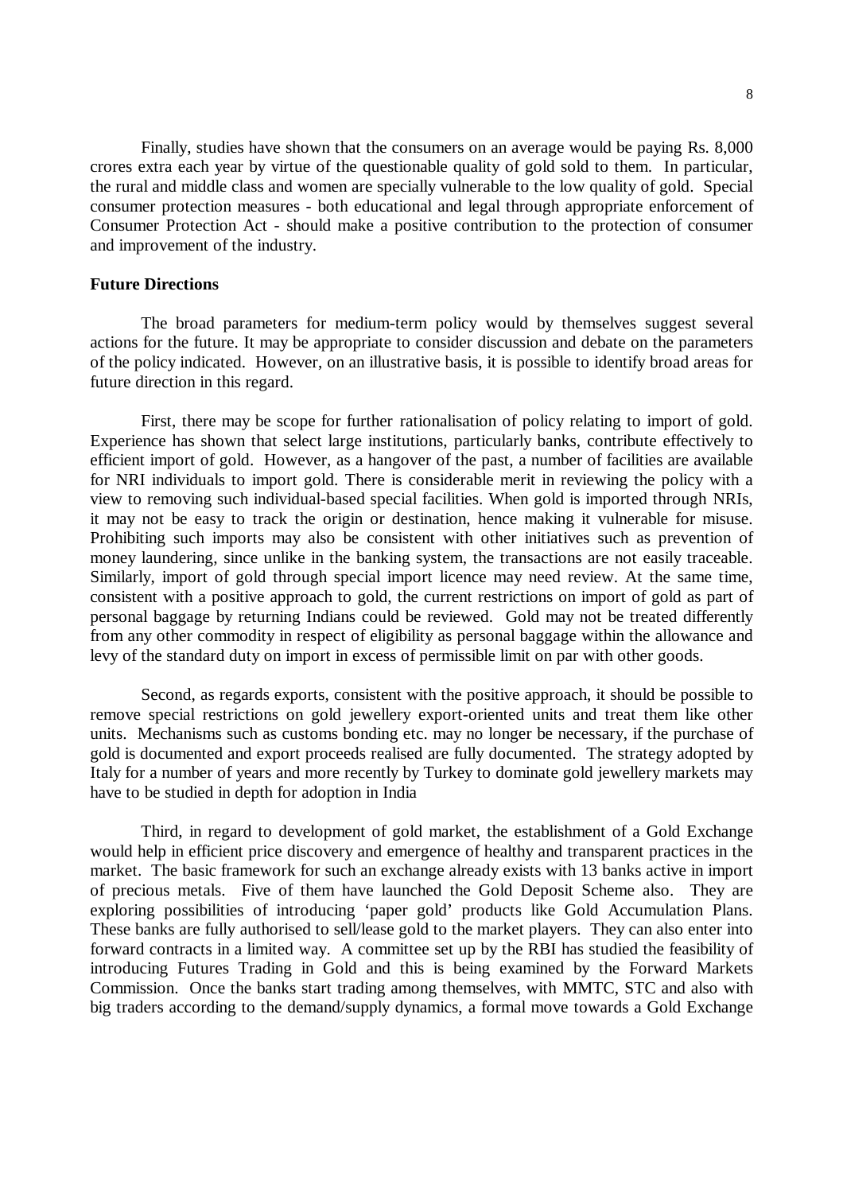Finally, studies have shown that the consumers on an average would be paying Rs. 8,000 crores extra each year by virtue of the questionable quality of gold sold to them. In particular, the rural and middle class and women are specially vulnerable to the low quality of gold. Special consumer protection measures - both educational and legal through appropriate enforcement of Consumer Protection Act - should make a positive contribution to the protection of consumer and improvement of the industry.

**Future Directions**

The broad parameters for medium-term policy would by themselves suggest several actions for the future. It may be appropriate to consider discussion and debate on the parameters of the policy indicated. However, on an illustrative basis, it is possible to identify broad areas for future direction in this regard.

First, there may be scope for further rationalisation of policy relating to import of gold. Experience has shown that select large institutions, particularly banks, contribute effectively to efficient import of gold. However, as a hangover of the past, a number of facilities are available for NRI individuals to import gold. There is considerable merit in reviewing the policy with a view to removing such individual-based special facilities. When gold is imported through NRIs, it may not be easy to track the origin or destination, hence making it vulnerable for misuse. Prohibiting such imports may also be consistent with other initiatives such as prevention of money laundering, since unlike in the banking system, the transactions are not easily traceable. Similarly, import of gold through special import licence may need review. At the same time, consistent with a positive approach to gold, the current restrictions on import of gold as part of personal baggage by returning Indians could be reviewed. Gold may not be treated differently from any other commodity in respect of eligibility as personal baggage within the allowance and levy of the standard duty on import in excess of permissible limit on par with other goods.

Second, as regards exports, consistent with the positive approach, it should be possible to remove special restrictions on gold jewellery export-oriented units and treat them like other units. Mechanisms such as customs bonding etc. may no longer be necessary, if the purchase of gold is documented and export proceeds realised are fully documented. The strategy adopted by Italy for a number of years and more recently by Turkey to dominate gold jewellery markets may have to be studied in depth for adoption in India

Third, in regard to development of gold market, the establishment of a Gold Exchange would help in efficient price discovery and emergence of healthy and transparent practices in the market. The basic framework for such an exchange already exists with 13 banks active in import of precious metals. Five of them have launched the Gold Deposit Scheme also. They are exploring possibilities of introducing 'paper gold' products like Gold Accumulation Plans. These banks are fully authorised to sell/lease gold to the market players. They can also enter into forward contracts in a limited way. A committee set up by the RBI has studied the feasibility of introducing Futures Trading in Gold and this is being examined by the Forward Markets Commission. Once the banks start trading among themselves, with MMTC, STC and also with big traders according to the demand/supply dynamics, a formal move towards a Gold Exchange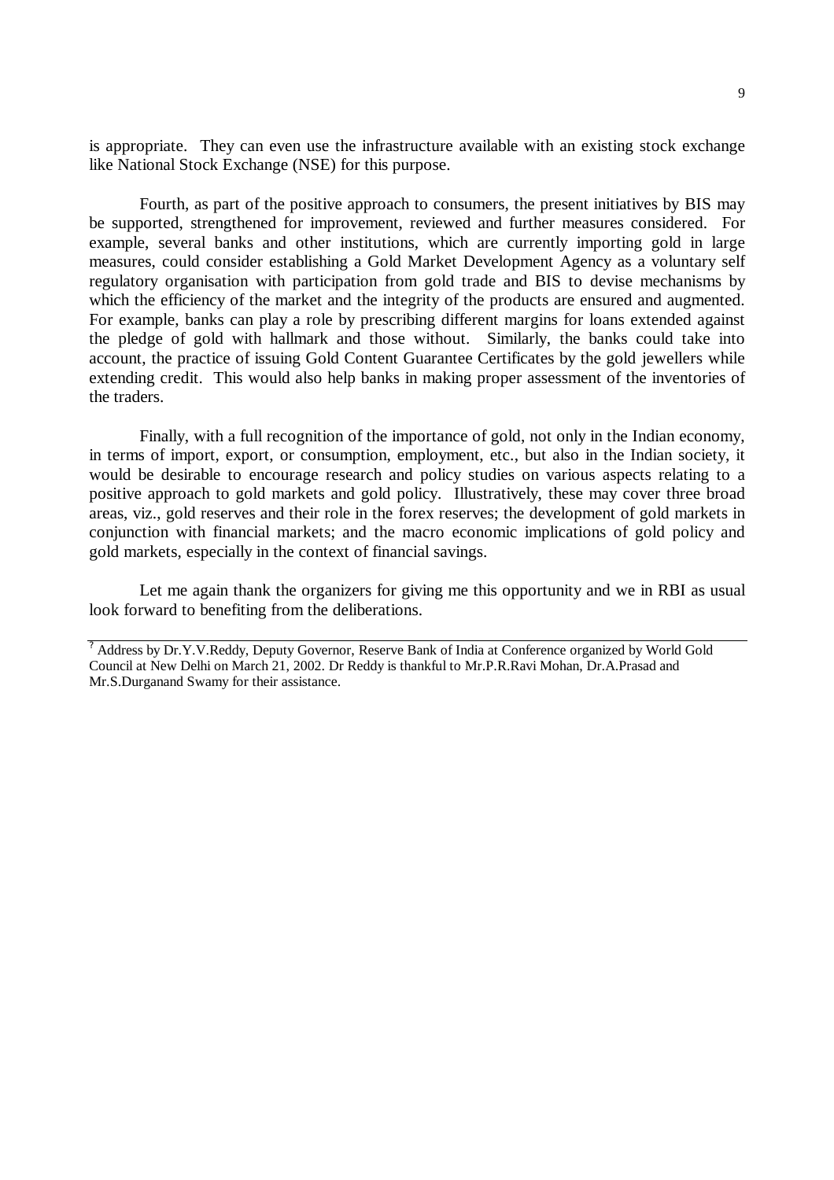is appropriate. They can even use the infrastructure available with an existing stock exchange like National Stock Exchange (NSE) for this purpose.

Fourth, as part of the positive approach to consumers, the present initiatives by BIS may be supported, strengthened for improvement, reviewed and further measures considered. For example, several banks and other institutions, which are currently importing gold in large measures, could consider establishing a Gold Market Development Agency as a voluntary self regulatory organisation with participation from gold trade and BIS to devise mechanisms by which the efficiency of the market and the integrity of the products are ensured and augmented. For example, banks can play a role by prescribing different margins for loans extended against the pledge of gold with hallmark and those without. Similarly, the banks could take into account, the practice of issuing Gold Content Guarantee Certificates by the gold jewellers while extending credit. This would also help banks in making proper assessment of the inventories of the traders.

Finally, with a full recognition of the importance of gold, not only in the Indian economy, in terms of import, export, or consumption, employment, etc., but also in the Indian society, it would be desirable to encourage research and policy studies on various aspects relating to a positive approach to gold markets and gold policy. Illustratively, these may cover three broad areas, viz., gold reserves and their role in the forex reserves; the development of gold markets in conjunction with financial markets; and the macro economic implications of gold policy and gold markets, especially in the context of financial savings.

Let me again thank the organizers for giving me this opportunity and we in RBI as usual look forward to benefiting from the deliberations.

---

[?] Address by Dr.Y.V.Reddy, Deputy Governor, Reserve Bank of India at Conference organized by World Gold Council at New Delhi on March 21, 2002. Dr Reddy is thankful to Mr.P.R.Ravi Mohan, Dr.A.Prasad and Mr.S.Durganand Swamy for their assistance.